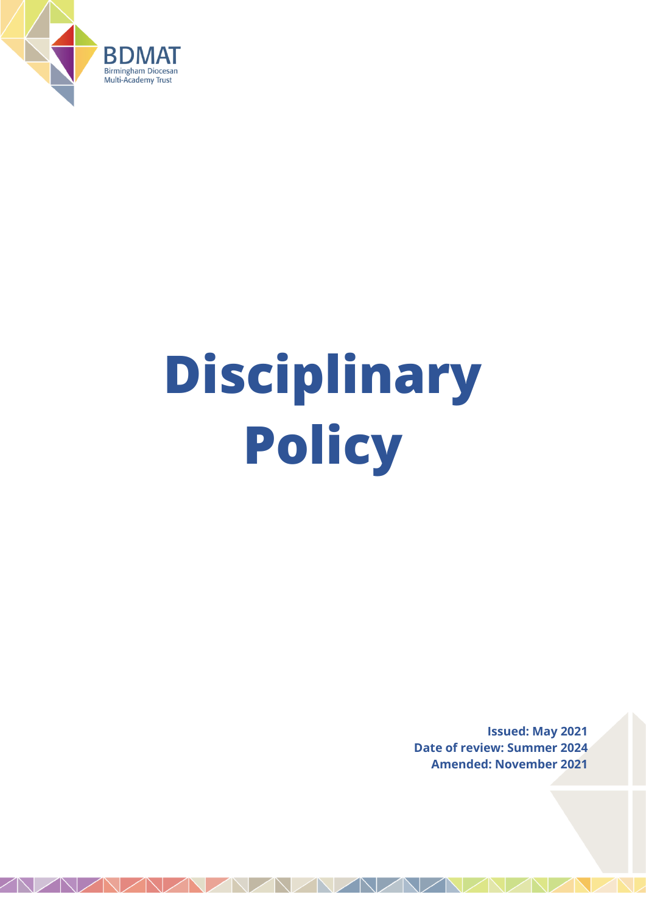BDMAT
Birmingham Diocesan
Multi-Academy Trust

# Disciplinary Policy

**Issued: May 2021**
**Date of review: Summer 2024**
**Amended: November 2021**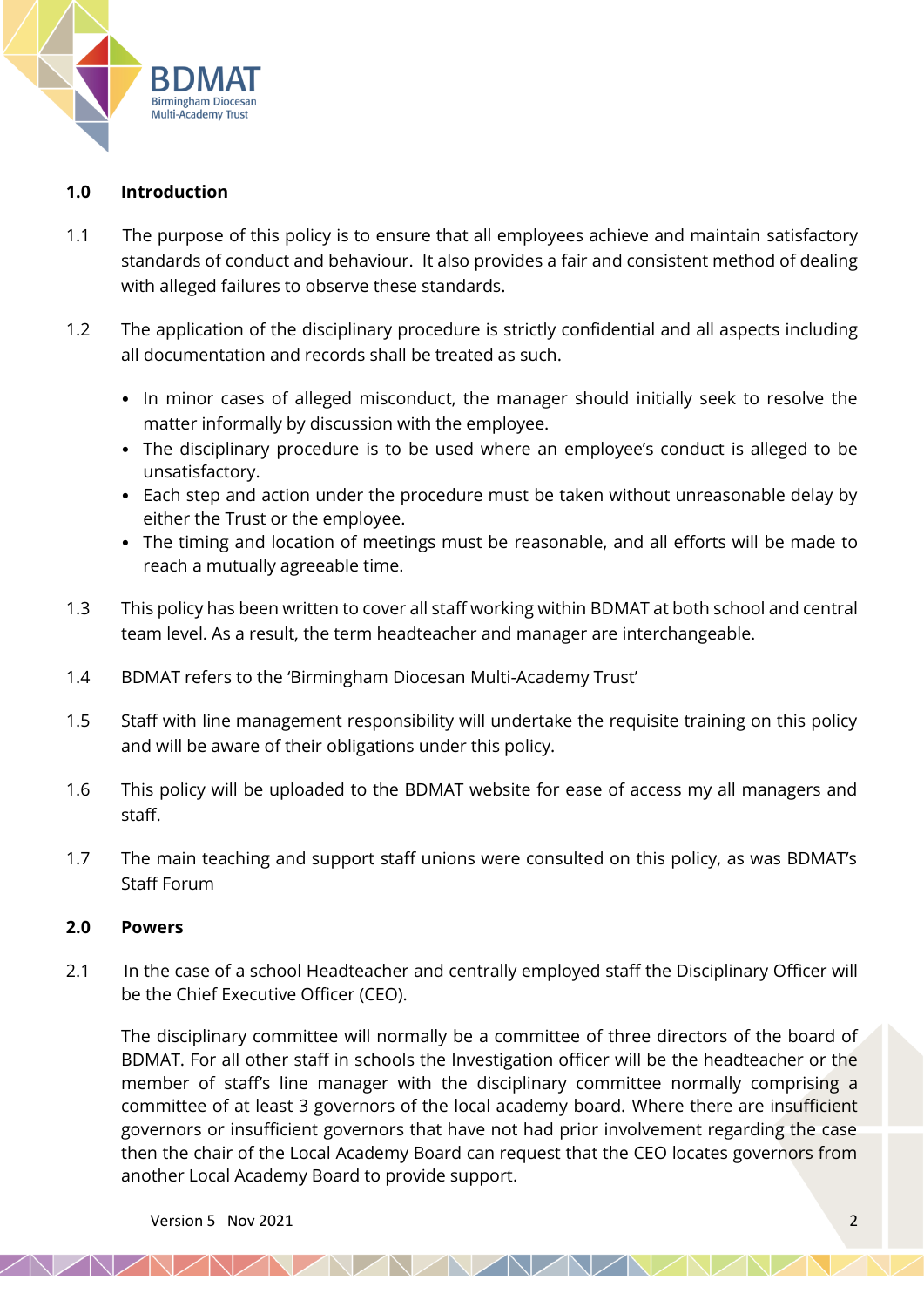## 1.0 Introduction

1.1 The purpose of this policy is to ensure that all employees achieve and maintain satisfactory standards of conduct and behaviour. It also provides a fair and consistent method of dealing with alleged failures to observe these standards.

1.2 The application of the disciplinary procedure is strictly confidential and all aspects including all documentation and records shall be treated as such.

- In minor cases of alleged misconduct, the manager should initially seek to resolve the matter informally by discussion with the employee.
- The disciplinary procedure is to be used where an employee's conduct is alleged to be unsatisfactory.
- Each step and action under the procedure must be taken without unreasonable delay by either the Trust or the employee.
- The timing and location of meetings must be reasonable, and all efforts will be made to reach a mutually agreeable time.

1.3 This policy has been written to cover all staff working within BDMAT at both school and central team level. As a result, the term headteacher and manager are interchangeable.

1.4 BDMAT refers to the 'Birmingham Diocesan Multi-Academy Trust'

1.5 Staff with line management responsibility will undertake the requisite training on this policy and will be aware of their obligations under this policy.

1.6 This policy will be uploaded to the BDMAT website for ease of access my all managers and staff.

1.7 The main teaching and support staff unions were consulted on this policy, as was BDMAT's Staff Forum

## 2.0 Powers

2.1 In the case of a school Headteacher and centrally employed staff the Disciplinary Officer will be the Chief Executive Officer (CEO).

The disciplinary committee will normally be a committee of three directors of the board of BDMAT. For all other staff in schools the Investigation officer will be the headteacher or the member of staff's line manager with the disciplinary committee normally comprising a committee of at least 3 governors of the local academy board. Where there are insufficient governors or insufficient governors that have not had prior involvement regarding the case then the chair of the Local Academy Board can request that the CEO locates governors from another Local Academy Board to provide support.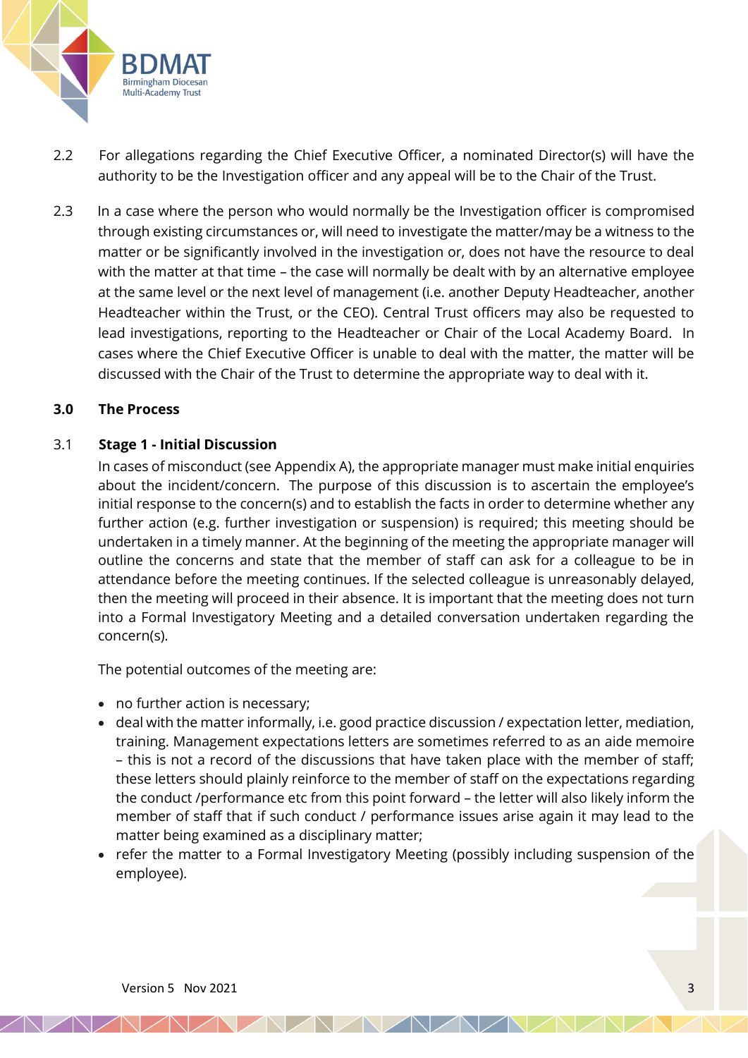2.2 For allegations regarding the Chief Executive Officer, a nominated Director(s) will have the authority to be the Investigation officer and any appeal will be to the Chair of the Trust.

2.3 In a case where the person who would normally be the Investigation officer is compromised through existing circumstances or, will need to investigate the matter/may be a witness to the matter or be significantly involved in the investigation or, does not have the resource to deal with the matter at that time – the case will normally be dealt with by an alternative employee at the same level or the next level of management (i.e. another Deputy Headteacher, another Headteacher within the Trust, or the CEO). Central Trust officers may also be requested to lead investigations, reporting to the Headteacher or Chair of the Local Academy Board. In cases where the Chief Executive Officer is unable to deal with the matter, the matter will be discussed with the Chair of the Trust to determine the appropriate way to deal with it.

## 3.0 The Process

### 3.1 Stage 1 - Initial Discussion

In cases of misconduct (see Appendix A), the appropriate manager must make initial enquiries about the incident/concern. The purpose of this discussion is to ascertain the employee's initial response to the concern(s) and to establish the facts in order to determine whether any further action (e.g. further investigation or suspension) is required; this meeting should be undertaken in a timely manner. At the beginning of the meeting the appropriate manager will outline the concerns and state that the member of staff can ask for a colleague to be in attendance before the meeting continues. If the selected colleague is unreasonably delayed, then the meeting will proceed in their absence. It is important that the meeting does not turn into a Formal Investigatory Meeting and a detailed conversation undertaken regarding the concern(s).

The potential outcomes of the meeting are:

- no further action is necessary;
- deal with the matter informally, i.e. good practice discussion / expectation letter, mediation, training. Management expectations letters are sometimes referred to as an aide memoire – this is not a record of the discussions that have taken place with the member of staff; these letters should plainly reinforce to the member of staff on the expectations regarding the conduct /performance etc from this point forward – the letter will also likely inform the member of staff that if such conduct / performance issues arise again it may lead to the matter being examined as a disciplinary matter;
- refer the matter to a Formal Investigatory Meeting (possibly including suspension of the employee).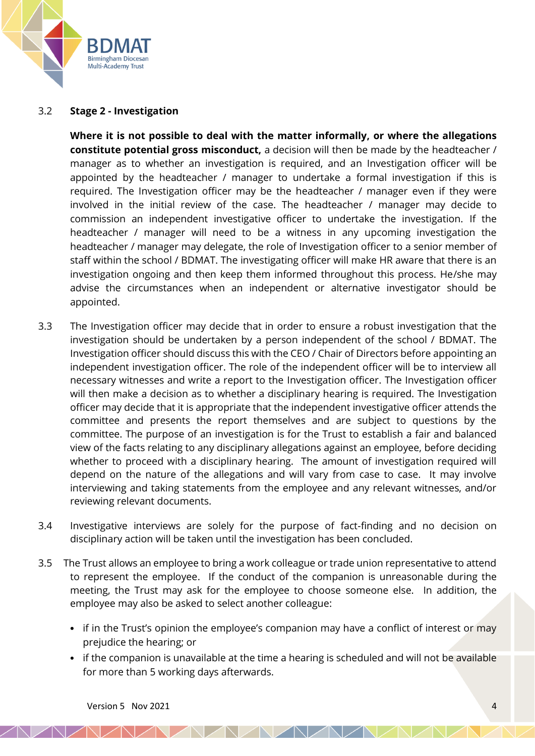3.2 **Stage 2 - Investigation**

**Where it is not possible to deal with the matter informally, or where the allegations constitute potential gross misconduct,** a decision will then be made by the headteacher / manager as to whether an investigation is required, and an Investigation officer will be appointed by the headteacher / manager to undertake a formal investigation if this is required. The Investigation officer may be the headteacher / manager even if they were involved in the initial review of the case. The headteacher / manager may decide to commission an independent investigative officer to undertake the investigation. If the headteacher / manager will need to be a witness in any upcoming investigation the headteacher / manager may delegate, the role of Investigation officer to a senior member of staff within the school / BDMAT. The investigating officer will make HR aware that there is an investigation ongoing and then keep them informed throughout this process. He/she may advise the circumstances when an independent or alternative investigator should be appointed.

3.3 The Investigation officer may decide that in order to ensure a robust investigation that the investigation should be undertaken by a person independent of the school / BDMAT. The Investigation officer should discuss this with the CEO / Chair of Directors before appointing an independent investigation officer. The role of the independent officer will be to interview all necessary witnesses and write a report to the Investigation officer. The Investigation officer will then make a decision as to whether a disciplinary hearing is required. The Investigation officer may decide that it is appropriate that the independent investigative officer attends the committee and presents the report themselves and are subject to questions by the committee. The purpose of an investigation is for the Trust to establish a fair and balanced view of the facts relating to any disciplinary allegations against an employee, before deciding whether to proceed with a disciplinary hearing. The amount of investigation required will depend on the nature of the allegations and will vary from case to case. It may involve interviewing and taking statements from the employee and any relevant witnesses, and/or reviewing relevant documents.

3.4 Investigative interviews are solely for the purpose of fact-finding and no decision on disciplinary action will be taken until the investigation has been concluded.

3.5 The Trust allows an employee to bring a work colleague or trade union representative to attend to represent the employee. If the conduct of the companion is unreasonable during the meeting, the Trust may ask for the employee to choose someone else. In addition, the employee may also be asked to select another colleague:

- if in the Trust's opinion the employee's companion may have a conflict of interest or may prejudice the hearing; or
- if the companion is unavailable at the time a hearing is scheduled and will not be available for more than 5 working days afterwards.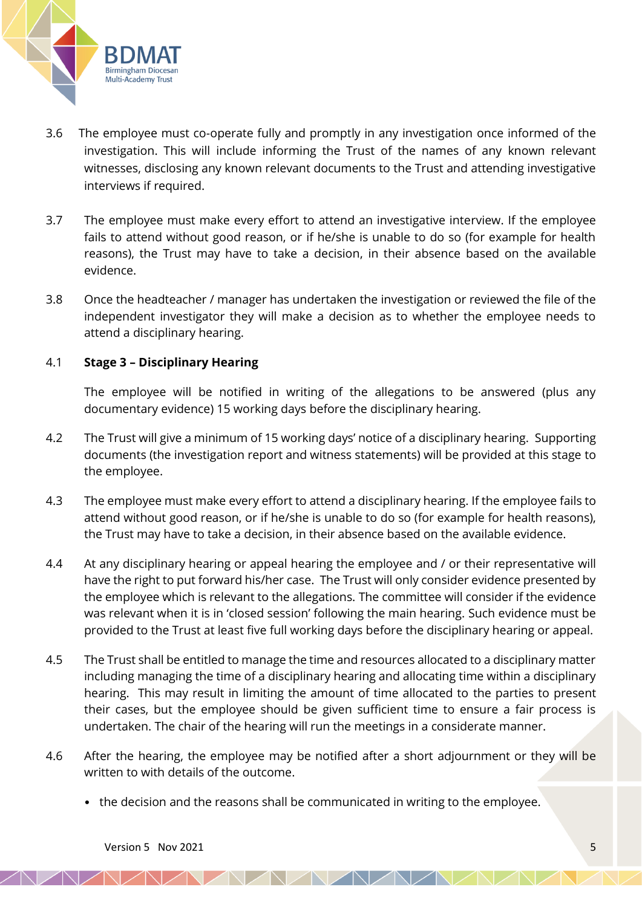3.6 The employee must co-operate fully and promptly in any investigation once informed of the investigation. This will include informing the Trust of the names of any known relevant witnesses, disclosing any known relevant documents to the Trust and attending investigative interviews if required.

3.7 The employee must make every effort to attend an investigative interview. If the employee fails to attend without good reason, or if he/she is unable to do so (for example for health reasons), the Trust may have to take a decision, in their absence based on the available evidence.

3.8 Once the headteacher / manager has undertaken the investigation or reviewed the file of the independent investigator they will make a decision as to whether the employee needs to attend a disciplinary hearing.

4.1 **Stage 3 – Disciplinary Hearing**

The employee will be notified in writing of the allegations to be answered (plus any documentary evidence) 15 working days before the disciplinary hearing.

4.2 The Trust will give a minimum of 15 working days' notice of a disciplinary hearing. Supporting documents (the investigation report and witness statements) will be provided at this stage to the employee.

4.3 The employee must make every effort to attend a disciplinary hearing. If the employee fails to attend without good reason, or if he/she is unable to do so (for example for health reasons), the Trust may have to take a decision, in their absence based on the available evidence.

4.4 At any disciplinary hearing or appeal hearing the employee and / or their representative will have the right to put forward his/her case. The Trust will only consider evidence presented by the employee which is relevant to the allegations. The committee will consider if the evidence was relevant when it is in 'closed session' following the main hearing. Such evidence must be provided to the Trust at least five full working days before the disciplinary hearing or appeal.

4.5 The Trust shall be entitled to manage the time and resources allocated to a disciplinary matter including managing the time of a disciplinary hearing and allocating time within a disciplinary hearing. This may result in limiting the amount of time allocated to the parties to present their cases, but the employee should be given sufficient time to ensure a fair process is undertaken. The chair of the hearing will run the meetings in a considerate manner.

4.6 After the hearing, the employee may be notified after a short adjournment or they will be written to with details of the outcome.

- the decision and the reasons shall be communicated in writing to the employee.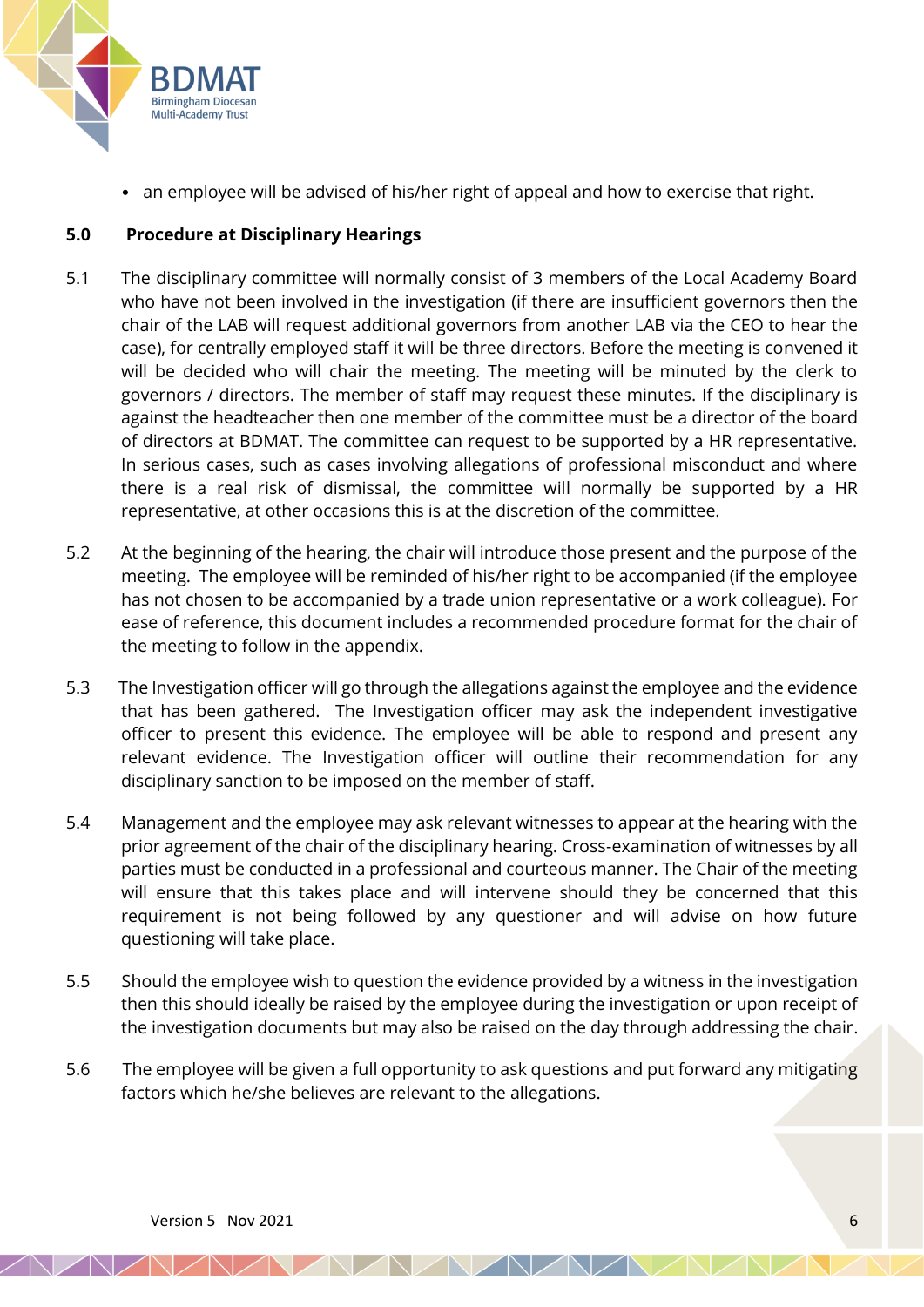- an employee will be advised of his/her right of appeal and how to exercise that right.

## 5.0 Procedure at Disciplinary Hearings

5.1 The disciplinary committee will normally consist of 3 members of the Local Academy Board who have not been involved in the investigation (if there are insufficient governors then the chair of the LAB will request additional governors from another LAB via the CEO to hear the case), for centrally employed staff it will be three directors. Before the meeting is convened it will be decided who will chair the meeting. The meeting will be minuted by the clerk to governors / directors. The member of staff may request these minutes. If the disciplinary is against the headteacher then one member of the committee must be a director of the board of directors at BDMAT. The committee can request to be supported by a HR representative. In serious cases, such as cases involving allegations of professional misconduct and where there is a real risk of dismissal, the committee will normally be supported by a HR representative, at other occasions this is at the discretion of the committee.

5.2 At the beginning of the hearing, the chair will introduce those present and the purpose of the meeting. The employee will be reminded of his/her right to be accompanied (if the employee has not chosen to be accompanied by a trade union representative or a work colleague). For ease of reference, this document includes a recommended procedure format for the chair of the meeting to follow in the appendix.

5.3 The Investigation officer will go through the allegations against the employee and the evidence that has been gathered. The Investigation officer may ask the independent investigative officer to present this evidence. The employee will be able to respond and present any relevant evidence. The Investigation officer will outline their recommendation for any disciplinary sanction to be imposed on the member of staff.

5.4 Management and the employee may ask relevant witnesses to appear at the hearing with the prior agreement of the chair of the disciplinary hearing. Cross-examination of witnesses by all parties must be conducted in a professional and courteous manner. The Chair of the meeting will ensure that this takes place and will intervene should they be concerned that this requirement is not being followed by any questioner and will advise on how future questioning will take place.

5.5 Should the employee wish to question the evidence provided by a witness in the investigation then this should ideally be raised by the employee during the investigation or upon receipt of the investigation documents but may also be raised on the day through addressing the chair.

5.6 The employee will be given a full opportunity to ask questions and put forward any mitigating factors which he/she believes are relevant to the allegations.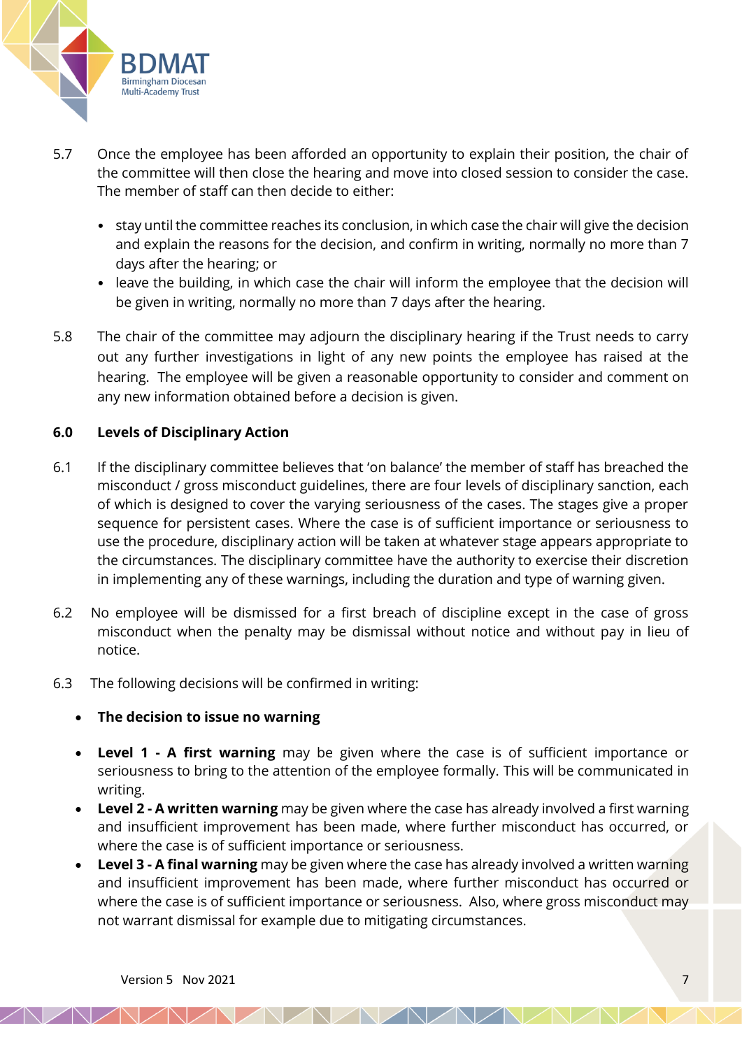5.7 Once the employee has been afforded an opportunity to explain their position, the chair of the committee will then close the hearing and move into closed session to consider the case. The member of staff can then decide to either:

- stay until the committee reaches its conclusion, in which case the chair will give the decision and explain the reasons for the decision, and confirm in writing, normally no more than 7 days after the hearing; or
- leave the building, in which case the chair will inform the employee that the decision will be given in writing, normally no more than 7 days after the hearing.

5.8 The chair of the committee may adjourn the disciplinary hearing if the Trust needs to carry out any further investigations in light of any new points the employee has raised at the hearing. The employee will be given a reasonable opportunity to consider and comment on any new information obtained before a decision is given.

## 6.0 Levels of Disciplinary Action

6.1 If the disciplinary committee believes that 'on balance' the member of staff has breached the misconduct / gross misconduct guidelines, there are four levels of disciplinary sanction, each of which is designed to cover the varying seriousness of the cases. The stages give a proper sequence for persistent cases. Where the case is of sufficient importance or seriousness to use the procedure, disciplinary action will be taken at whatever stage appears appropriate to the circumstances. The disciplinary committee have the authority to exercise their discretion in implementing any of these warnings, including the duration and type of warning given.

6.2 No employee will be dismissed for a first breach of discipline except in the case of gross misconduct when the penalty may be dismissal without notice and without pay in lieu of notice.

6.3 The following decisions will be confirmed in writing:

- **The decision to issue no warning**
- **Level 1 - A first warning** may be given where the case is of sufficient importance or seriousness to bring to the attention of the employee formally. This will be communicated in writing.
- **Level 2 - A written warning** may be given where the case has already involved a first warning and insufficient improvement has been made, where further misconduct has occurred, or where the case is of sufficient importance or seriousness.
- **Level 3 - A final warning** may be given where the case has already involved a written warning and insufficient improvement has been made, where further misconduct has occurred or where the case is of sufficient importance or seriousness. Also, where gross misconduct may not warrant dismissal for example due to mitigating circumstances.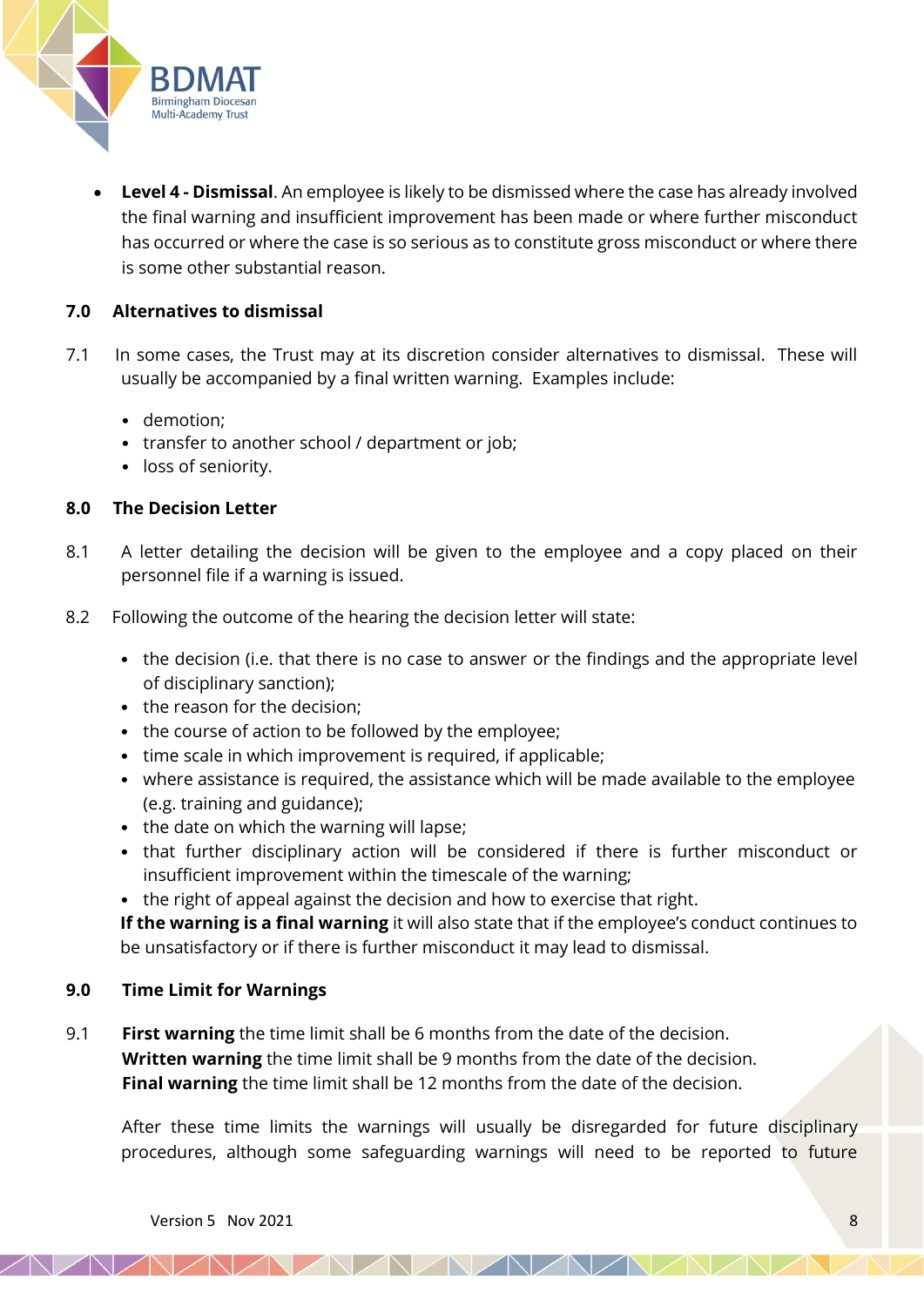- **Level 4 - Dismissal**. An employee is likely to be dismissed where the case has already involved the final warning and insufficient improvement has been made or where further misconduct has occurred or where the case is so serious as to constitute gross misconduct or where there is some other substantial reason.

## 7.0 Alternatives to dismissal

7.1 In some cases, the Trust may at its discretion consider alternatives to dismissal. These will usually be accompanied by a final written warning. Examples include:

- demotion;
- transfer to another school / department or job;
- loss of seniority.

## 8.0 The Decision Letter

8.1 A letter detailing the decision will be given to the employee and a copy placed on their personnel file if a warning is issued.

8.2 Following the outcome of the hearing the decision letter will state:

- the decision (i.e. that there is no case to answer or the findings and the appropriate level of disciplinary sanction);
- the reason for the decision;
- the course of action to be followed by the employee;
- time scale in which improvement is required, if applicable;
- where assistance is required, the assistance which will be made available to the employee (e.g. training and guidance);
- the date on which the warning will lapse;
- that further disciplinary action will be considered if there is further misconduct or insufficient improvement within the timescale of the warning;
- the right of appeal against the decision and how to exercise that right.

**If the warning is a final warning** it will also state that if the employee's conduct continues to be unsatisfactory or if there is further misconduct it may lead to dismissal.

## 9.0 Time Limit for Warnings

9.1 **First warning** the time limit shall be 6 months from the date of the decision.
**Written warning** the time limit shall be 9 months from the date of the decision.
**Final warning** the time limit shall be 12 months from the date of the decision.

After these time limits the warnings will usually be disregarded for future disciplinary procedures, although some safeguarding warnings will need to be reported to future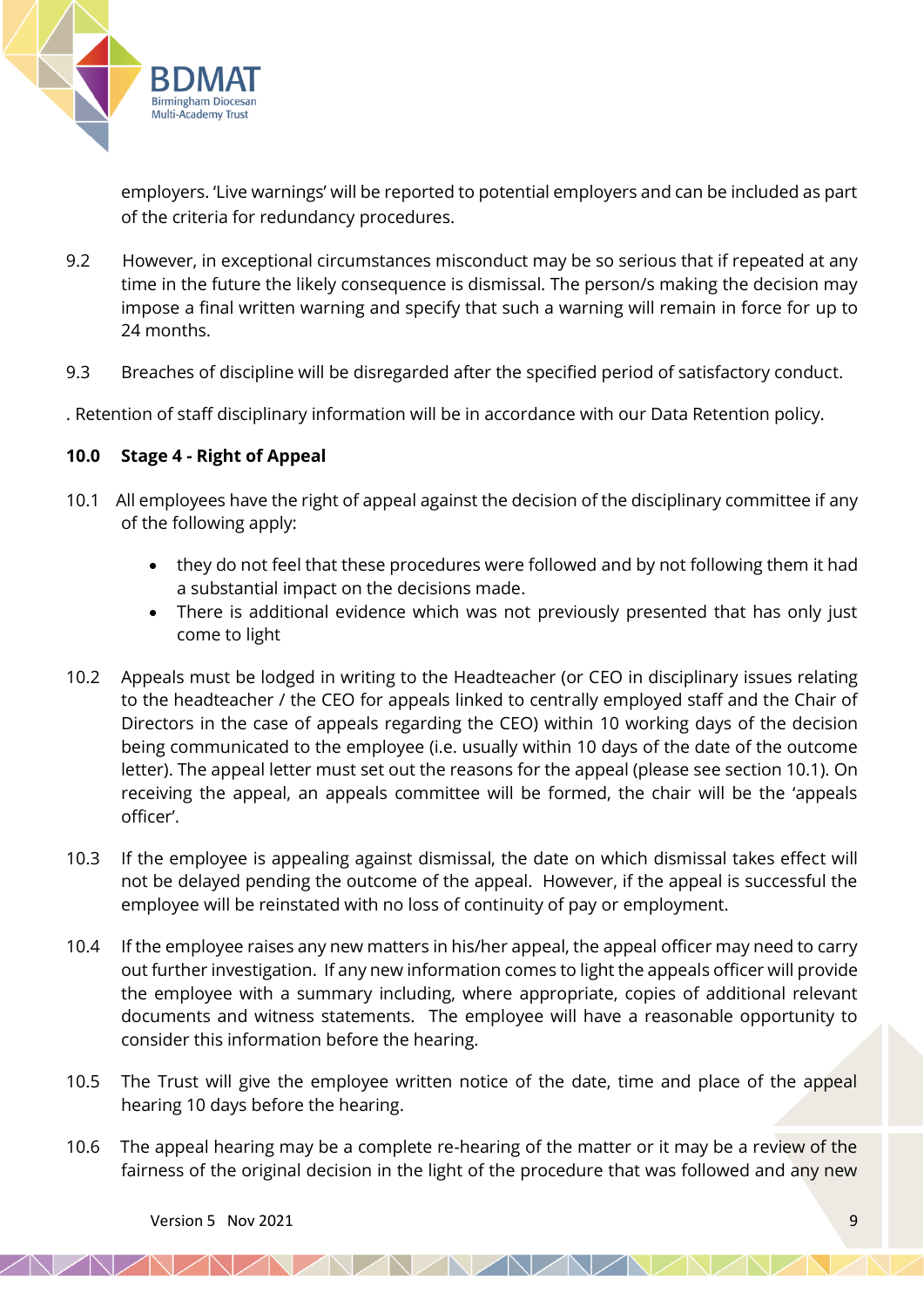employers. 'Live warnings' will be reported to potential employers and can be included as part of the criteria for redundancy procedures.

9.2 However, in exceptional circumstances misconduct may be so serious that if repeated at any time in the future the likely consequence is dismissal. The person/s making the decision may impose a final written warning and specify that such a warning will remain in force for up to 24 months.

9.3 Breaches of discipline will be disregarded after the specified period of satisfactory conduct.

. Retention of staff disciplinary information will be in accordance with our Data Retention policy.

**10.0 Stage 4 - Right of Appeal**

10.1 All employees have the right of appeal against the decision of the disciplinary committee if any of the following apply:

- they do not feel that these procedures were followed and by not following them it had a substantial impact on the decisions made.
- There is additional evidence which was not previously presented that has only just come to light

10.2 Appeals must be lodged in writing to the Headteacher (or CEO in disciplinary issues relating to the headteacher / the CEO for appeals linked to centrally employed staff and the Chair of Directors in the case of appeals regarding the CEO) within 10 working days of the decision being communicated to the employee (i.e. usually within 10 days of the date of the outcome letter). The appeal letter must set out the reasons for the appeal (please see section 10.1). On receiving the appeal, an appeals committee will be formed, the chair will be the 'appeals officer'.

10.3 If the employee is appealing against dismissal, the date on which dismissal takes effect will not be delayed pending the outcome of the appeal. However, if the appeal is successful the employee will be reinstated with no loss of continuity of pay or employment.

10.4 If the employee raises any new matters in his/her appeal, the appeal officer may need to carry out further investigation. If any new information comes to light the appeals officer will provide the employee with a summary including, where appropriate, copies of additional relevant documents and witness statements. The employee will have a reasonable opportunity to consider this information before the hearing.

10.5 The Trust will give the employee written notice of the date, time and place of the appeal hearing 10 days before the hearing.

10.6 The appeal hearing may be a complete re-hearing of the matter or it may be a review of the fairness of the original decision in the light of the procedure that was followed and any new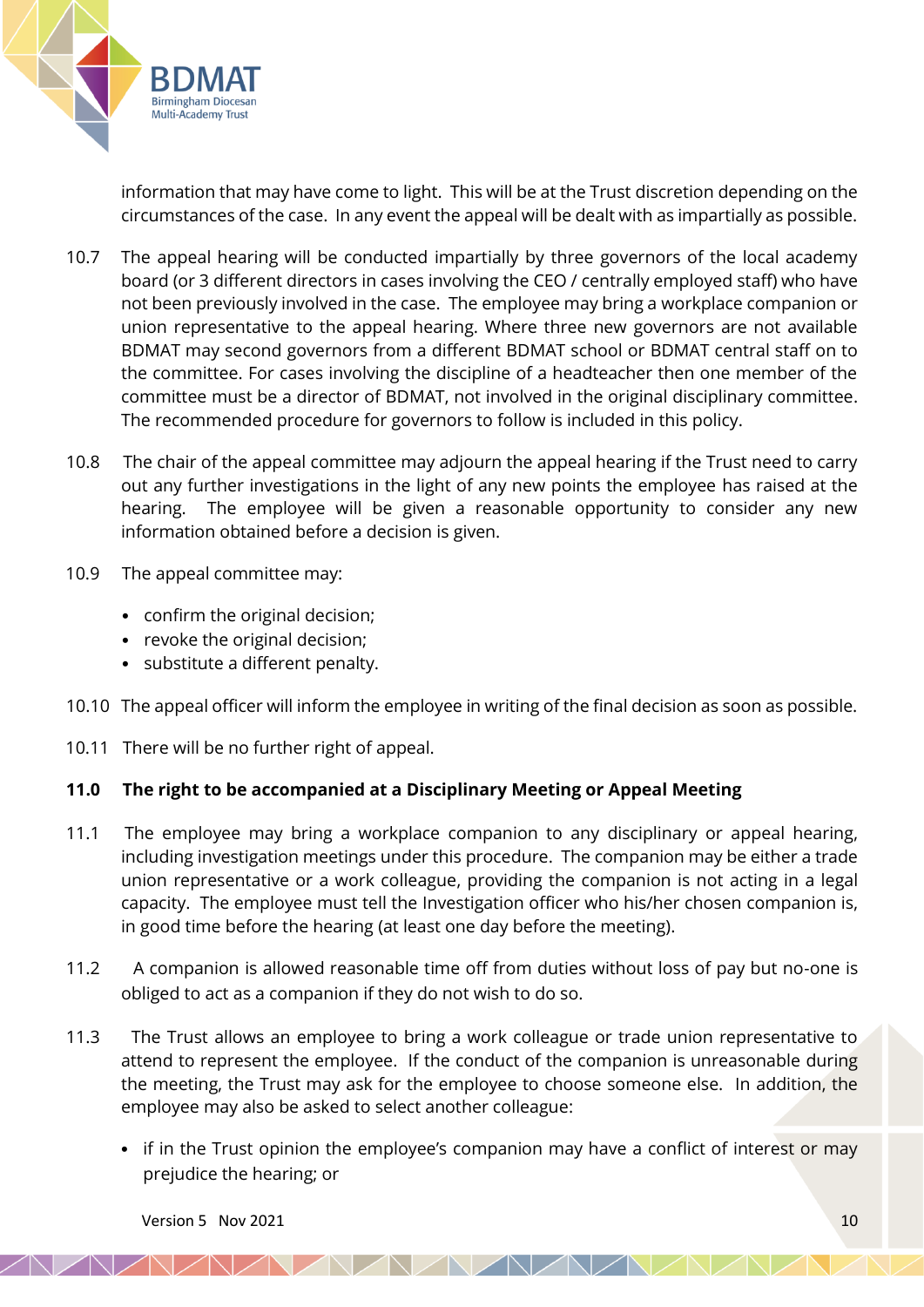information that may have come to light. This will be at the Trust discretion depending on the circumstances of the case. In any event the appeal will be dealt with as impartially as possible.

10.7 The appeal hearing will be conducted impartially by three governors of the local academy board (or 3 different directors in cases involving the CEO / centrally employed staff) who have not been previously involved in the case. The employee may bring a workplace companion or union representative to the appeal hearing. Where three new governors are not available BDMAT may second governors from a different BDMAT school or BDMAT central staff on to the committee. For cases involving the discipline of a headteacher then one member of the committee must be a director of BDMAT, not involved in the original disciplinary committee. The recommended procedure for governors to follow is included in this policy.

10.8 The chair of the appeal committee may adjourn the appeal hearing if the Trust need to carry out any further investigations in the light of any new points the employee has raised at the hearing. The employee will be given a reasonable opportunity to consider any new information obtained before a decision is given.

10.9 The appeal committee may:

- confirm the original decision;
- revoke the original decision;
- substitute a different penalty.

10.10 The appeal officer will inform the employee in writing of the final decision as soon as possible.

10.11 There will be no further right of appeal.

**11.0 The right to be accompanied at a Disciplinary Meeting or Appeal Meeting**

11.1 The employee may bring a workplace companion to any disciplinary or appeal hearing, including investigation meetings under this procedure. The companion may be either a trade union representative or a work colleague, providing the companion is not acting in a legal capacity. The employee must tell the Investigation officer who his/her chosen companion is, in good time before the hearing (at least one day before the meeting).

11.2 A companion is allowed reasonable time off from duties without loss of pay but no-one is obliged to act as a companion if they do not wish to do so.

11.3 The Trust allows an employee to bring a work colleague or trade union representative to attend to represent the employee. If the conduct of the companion is unreasonable during the meeting, the Trust may ask for the employee to choose someone else. In addition, the employee may also be asked to select another colleague:

- if in the Trust opinion the employee's companion may have a conflict of interest or may prejudice the hearing; or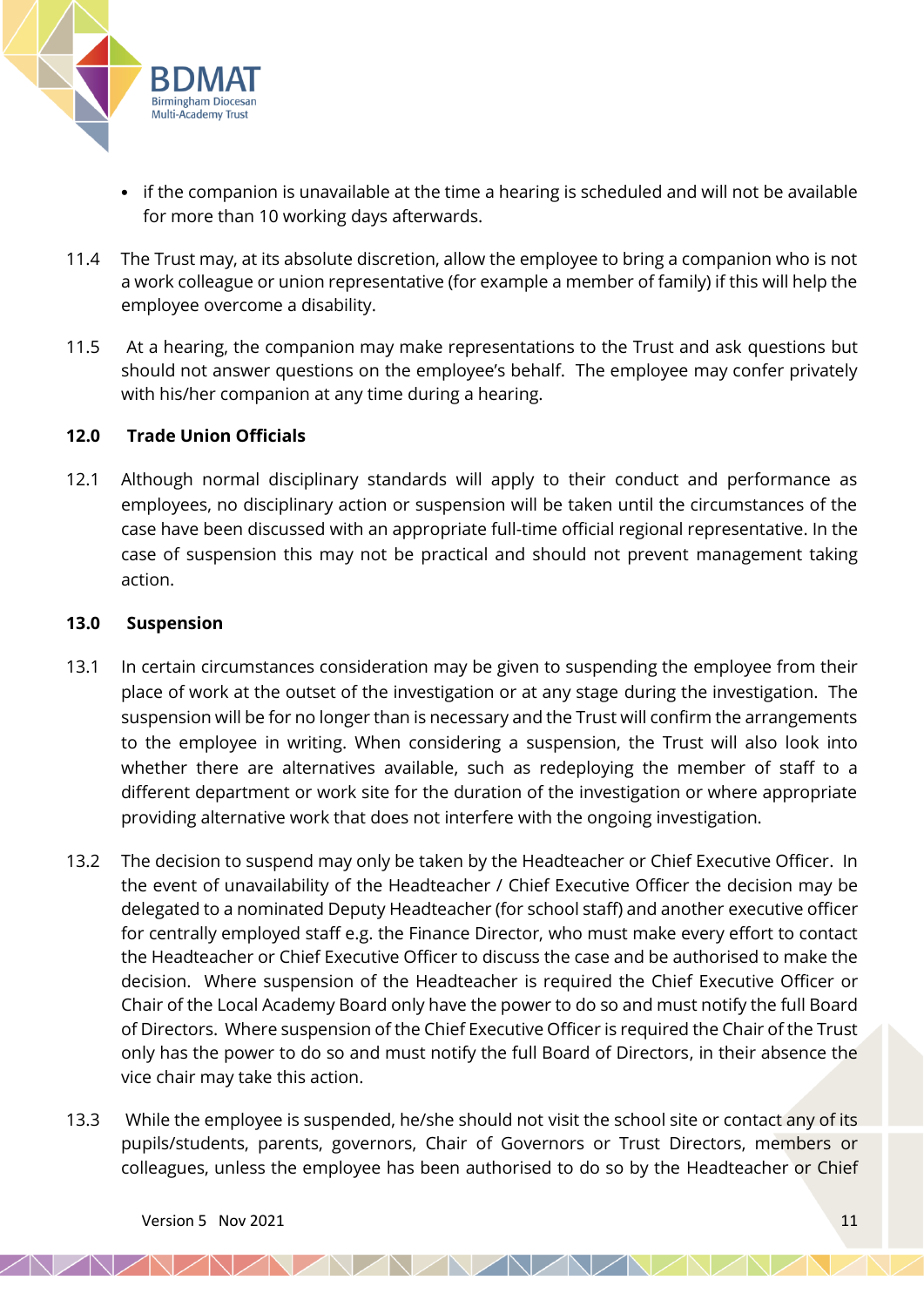- if the companion is unavailable at the time a hearing is scheduled and will not be available for more than 10 working days afterwards.

11.4 The Trust may, at its absolute discretion, allow the employee to bring a companion who is not a work colleague or union representative (for example a member of family) if this will help the employee overcome a disability.

11.5 At a hearing, the companion may make representations to the Trust and ask questions but should not answer questions on the employee's behalf. The employee may confer privately with his/her companion at any time during a hearing.

**12.0 Trade Union Officials**

12.1 Although normal disciplinary standards will apply to their conduct and performance as employees, no disciplinary action or suspension will be taken until the circumstances of the case have been discussed with an appropriate full-time official regional representative. In the case of suspension this may not be practical and should not prevent management taking action.

**13.0 Suspension**

13.1 In certain circumstances consideration may be given to suspending the employee from their place of work at the outset of the investigation or at any stage during the investigation. The suspension will be for no longer than is necessary and the Trust will confirm the arrangements to the employee in writing. When considering a suspension, the Trust will also look into whether there are alternatives available, such as redeploying the member of staff to a different department or work site for the duration of the investigation or where appropriate providing alternative work that does not interfere with the ongoing investigation.

13.2 The decision to suspend may only be taken by the Headteacher or Chief Executive Officer. In the event of unavailability of the Headteacher / Chief Executive Officer the decision may be delegated to a nominated Deputy Headteacher (for school staff) and another executive officer for centrally employed staff e.g. the Finance Director, who must make every effort to contact the Headteacher or Chief Executive Officer to discuss the case and be authorised to make the decision. Where suspension of the Headteacher is required the Chief Executive Officer or Chair of the Local Academy Board only have the power to do so and must notify the full Board of Directors. Where suspension of the Chief Executive Officer is required the Chair of the Trust only has the power to do so and must notify the full Board of Directors, in their absence the vice chair may take this action.

13.3 While the employee is suspended, he/she should not visit the school site or contact any of its pupils/students, parents, governors, Chair of Governors or Trust Directors, members or colleagues, unless the employee has been authorised to do so by the Headteacher or Chief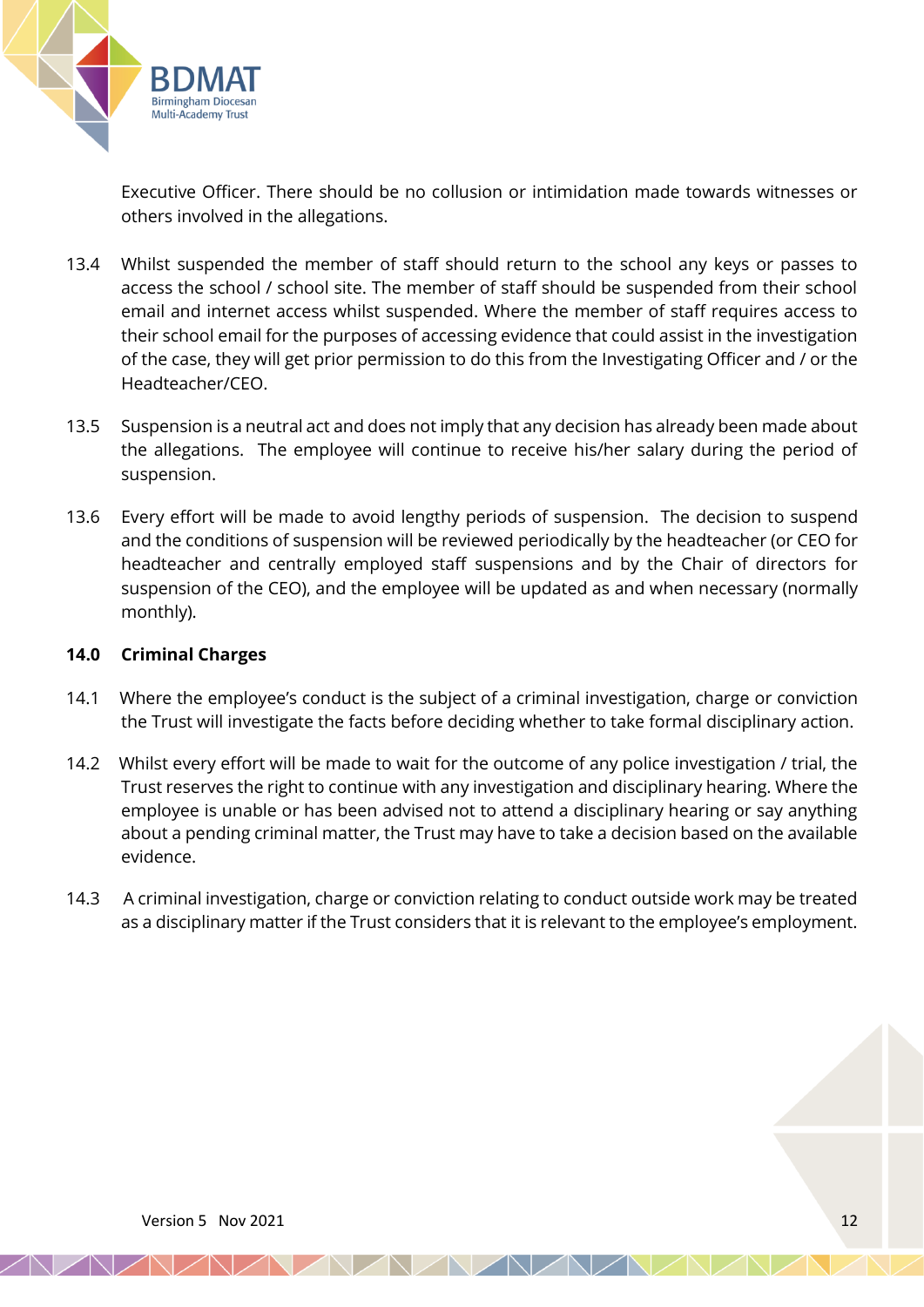Executive Officer. There should be no collusion or intimidation made towards witnesses or others involved in the allegations.

13.4 Whilst suspended the member of staff should return to the school any keys or passes to access the school / school site. The member of staff should be suspended from their school email and internet access whilst suspended. Where the member of staff requires access to their school email for the purposes of accessing evidence that could assist in the investigation of the case, they will get prior permission to do this from the Investigating Officer and / or the Headteacher/CEO.

13.5 Suspension is a neutral act and does not imply that any decision has already been made about the allegations. The employee will continue to receive his/her salary during the period of suspension.

13.6 Every effort will be made to avoid lengthy periods of suspension. The decision to suspend and the conditions of suspension will be reviewed periodically by the headteacher (or CEO for headteacher and centrally employed staff suspensions and by the Chair of directors for suspension of the CEO), and the employee will be updated as and when necessary (normally monthly).

## 14.0 Criminal Charges

14.1 Where the employee's conduct is the subject of a criminal investigation, charge or conviction the Trust will investigate the facts before deciding whether to take formal disciplinary action.

14.2 Whilst every effort will be made to wait for the outcome of any police investigation / trial, the Trust reserves the right to continue with any investigation and disciplinary hearing. Where the employee is unable or has been advised not to attend a disciplinary hearing or say anything about a pending criminal matter, the Trust may have to take a decision based on the available evidence.

14.3 A criminal investigation, charge or conviction relating to conduct outside work may be treated as a disciplinary matter if the Trust considers that it is relevant to the employee's employment.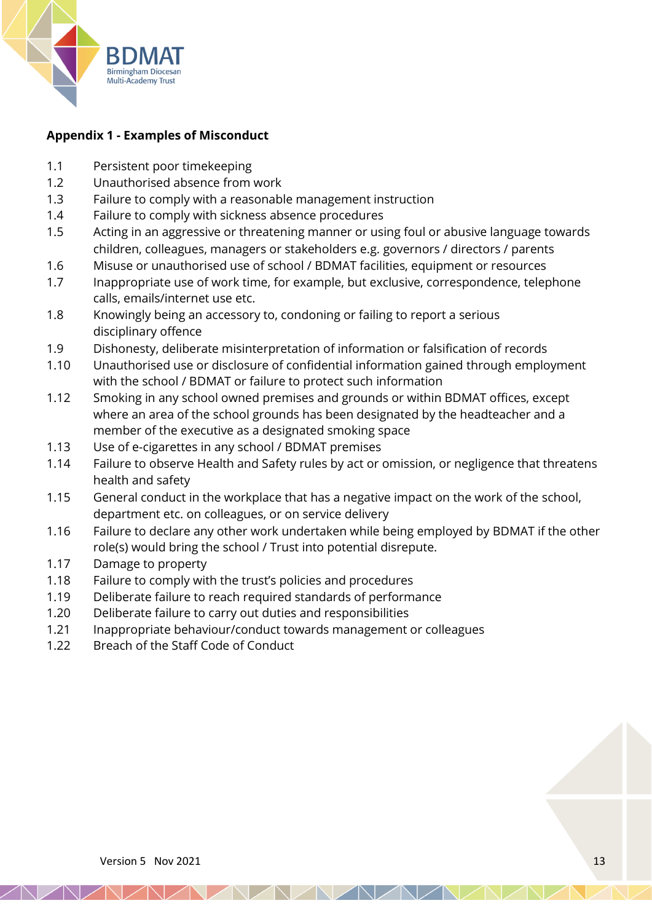**Appendix 1 - Examples of Misconduct**

1.1 Persistent poor timekeeping
1.2 Unauthorised absence from work
1.3 Failure to comply with a reasonable management instruction
1.4 Failure to comply with sickness absence procedures
1.5 Acting in an aggressive or threatening manner or using foul or abusive language towards children, colleagues, managers or stakeholders e.g. governors / directors / parents
1.6 Misuse or unauthorised use of school / BDMAT facilities, equipment or resources
1.7 Inappropriate use of work time, for example, but exclusive, correspondence, telephone calls, emails/internet use etc.
1.8 Knowingly being an accessory to, condoning or failing to report a serious disciplinary offence
1.9 Dishonesty, deliberate misinterpretation of information or falsification of records
1.10 Unauthorised use or disclosure of confidential information gained through employment with the school / BDMAT or failure to protect such information
1.12 Smoking in any school owned premises and grounds or within BDMAT offices, except where an area of the school grounds has been designated by the headteacher and a member of the executive as a designated smoking space
1.13 Use of e-cigarettes in any school / BDMAT premises
1.14 Failure to observe Health and Safety rules by act or omission, or negligence that threatens health and safety
1.15 General conduct in the workplace that has a negative impact on the work of the school, department etc. on colleagues, or on service delivery
1.16 Failure to declare any other work undertaken while being employed by BDMAT if the other role(s) would bring the school / Trust into potential disrepute.
1.17 Damage to property
1.18 Failure to comply with the trust's policies and procedures
1.19 Deliberate failure to reach required standards of performance
1.20 Deliberate failure to carry out duties and responsibilities
1.21 Inappropriate behaviour/conduct towards management or colleagues
1.22 Breach of the Staff Code of Conduct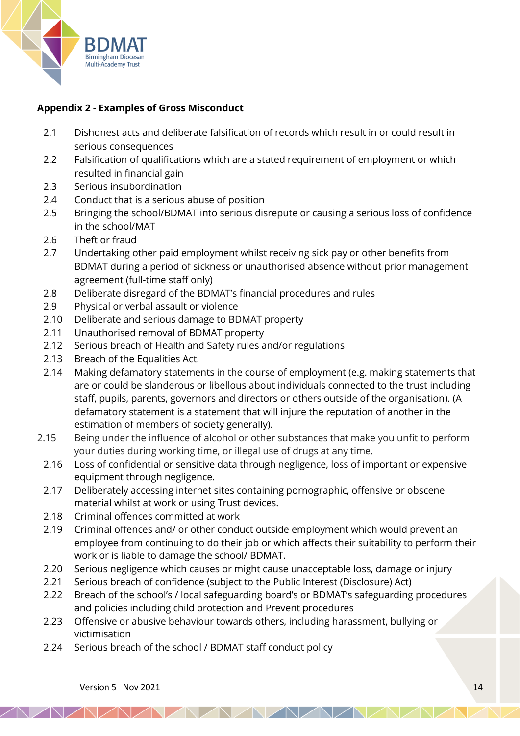**Appendix 2 - Examples of Gross Misconduct**

2.1 Dishonest acts and deliberate falsification of records which result in or could result in serious consequences

2.2 Falsification of qualifications which are a stated requirement of employment or which resulted in financial gain

2.3 Serious insubordination

2.4 Conduct that is a serious abuse of position

2.5 Bringing the school/BDMAT into serious disrepute or causing a serious loss of confidence in the school/MAT

2.6 Theft or fraud

2.7 Undertaking other paid employment whilst receiving sick pay or other benefits from BDMAT during a period of sickness or unauthorised absence without prior management agreement (full-time staff only)

2.8 Deliberate disregard of the BDMAT's financial procedures and rules

2.9 Physical or verbal assault or violence

2.10 Deliberate and serious damage to BDMAT property

2.11 Unauthorised removal of BDMAT property

2.12 Serious breach of Health and Safety rules and/or regulations

2.13 Breach of the Equalities Act.

2.14 Making defamatory statements in the course of employment (e.g. making statements that are or could be slanderous or libellous about individuals connected to the trust including staff, pupils, parents, governors and directors or others outside of the organisation). (A defamatory statement is a statement that will injure the reputation of another in the estimation of members of society generally).

2.15 Being under the influence of alcohol or other substances that make you unfit to perform your duties during working time, or illegal use of drugs at any time.

2.16 Loss of confidential or sensitive data through negligence, loss of important or expensive equipment through negligence.

2.17 Deliberately accessing internet sites containing pornographic, offensive or obscene material whilst at work or using Trust devices.

2.18 Criminal offences committed at work

2.19 Criminal offences and/ or other conduct outside employment which would prevent an employee from continuing to do their job or which affects their suitability to perform their work or is liable to damage the school/ BDMAT.

2.20 Serious negligence which causes or might cause unacceptable loss, damage or injury

2.21 Serious breach of confidence (subject to the Public Interest (Disclosure) Act)

2.22 Breach of the school's / local safeguarding board's or BDMAT's safeguarding procedures and policies including child protection and Prevent procedures

2.23 Offensive or abusive behaviour towards others, including harassment, bullying or victimisation

2.24 Serious breach of the school / BDMAT staff conduct policy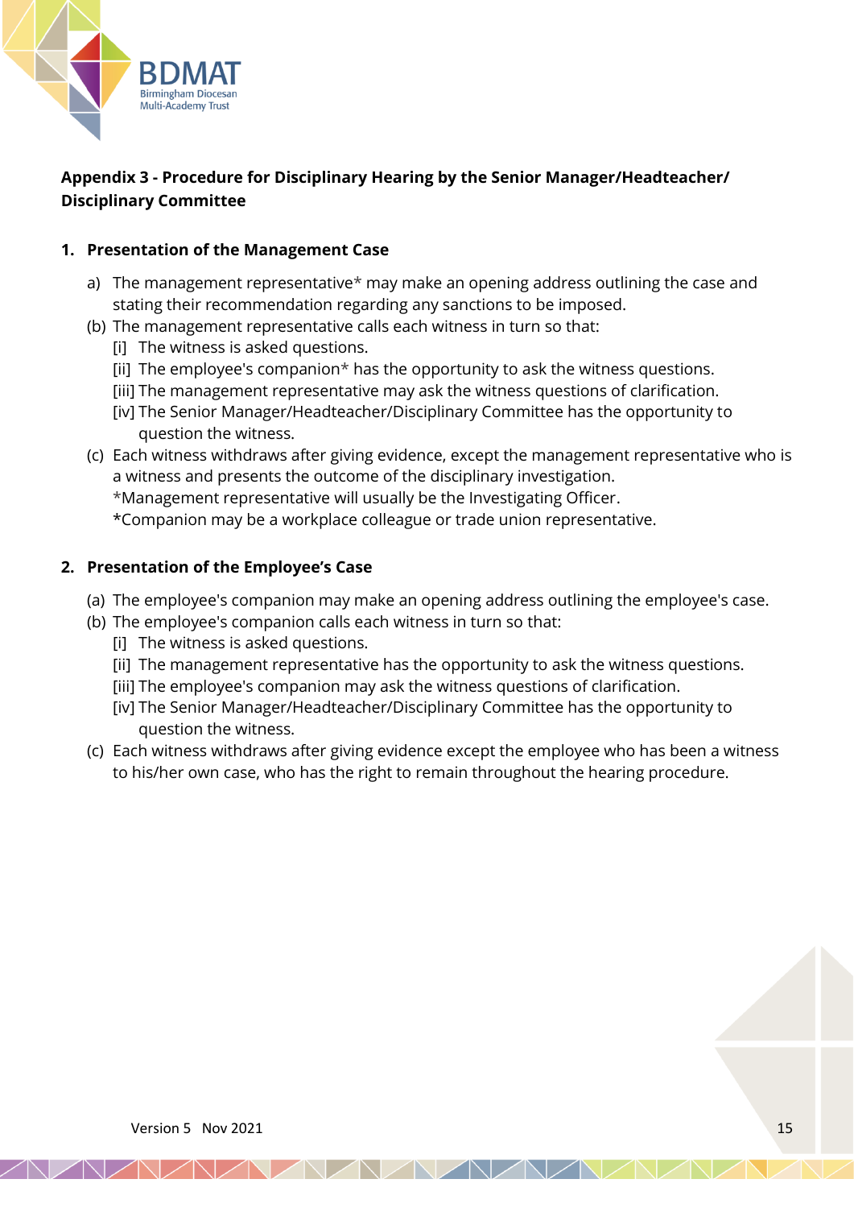## Appendix 3 - Procedure for Disciplinary Hearing by the Senior Manager/Headteacher/ Disciplinary Committee

### 1. Presentation of the Management Case

a) The management representative* may make an opening address outlining the case and stating their recommendation regarding any sanctions to be imposed.

(b) The management representative calls each witness in turn so that:
   [i] The witness is asked questions.
   [ii] The employee's companion* has the opportunity to ask the witness questions.
   [iii] The management representative may ask the witness questions of clarification.
   [iv] The Senior Manager/Headteacher/Disciplinary Committee has the opportunity to question the witness.

(c) Each witness withdraws after giving evidence, except the management representative who is a witness and presents the outcome of the disciplinary investigation.
   *Management representative will usually be the Investigating Officer.
   *Companion may be a workplace colleague or trade union representative.

### 2. Presentation of the Employee's Case

(a) The employee's companion may make an opening address outlining the employee's case.

(b) The employee's companion calls each witness in turn so that:
   [i] The witness is asked questions.
   [ii] The management representative has the opportunity to ask the witness questions.
   [iii] The employee's companion may ask the witness questions of clarification.
   [iv] The Senior Manager/Headteacher/Disciplinary Committee has the opportunity to question the witness.

(c) Each witness withdraws after giving evidence except the employee who has been a witness to his/her own case, who has the right to remain throughout the hearing procedure.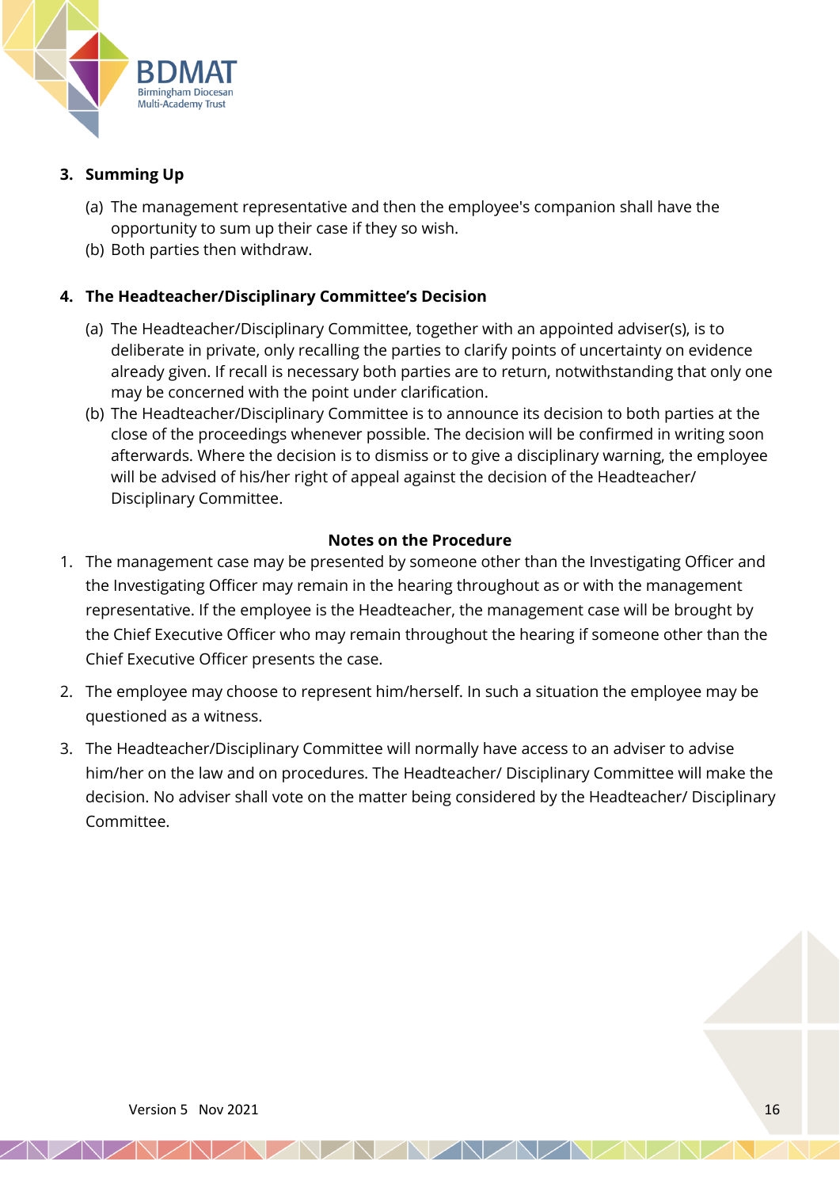### 3. Summing Up

(a) The management representative and then the employee's companion shall have the opportunity to sum up their case if they so wish.
(b) Both parties then withdraw.

### 4. The Headteacher/Disciplinary Committee's Decision

(a) The Headteacher/Disciplinary Committee, together with an appointed adviser(s), is to deliberate in private, only recalling the parties to clarify points of uncertainty on evidence already given. If recall is necessary both parties are to return, notwithstanding that only one may be concerned with the point under clarification.
(b) The Headteacher/Disciplinary Committee is to announce its decision to both parties at the close of the proceedings whenever possible. The decision will be confirmed in writing soon afterwards. Where the decision is to dismiss or to give a disciplinary warning, the employee will be advised of his/her right of appeal against the decision of the Headteacher/ Disciplinary Committee.

**Notes on the Procedure**

1. The management case may be presented by someone other than the Investigating Officer and the Investigating Officer may remain in the hearing throughout as or with the management representative. If the employee is the Headteacher, the management case will be brought by the Chief Executive Officer who may remain throughout the hearing if someone other than the Chief Executive Officer presents the case.
2. The employee may choose to represent him/herself. In such a situation the employee may be questioned as a witness.
3. The Headteacher/Disciplinary Committee will normally have access to an adviser to advise him/her on the law and on procedures. The Headteacher/ Disciplinary Committee will make the decision. No adviser shall vote on the matter being considered by the Headteacher/ Disciplinary Committee.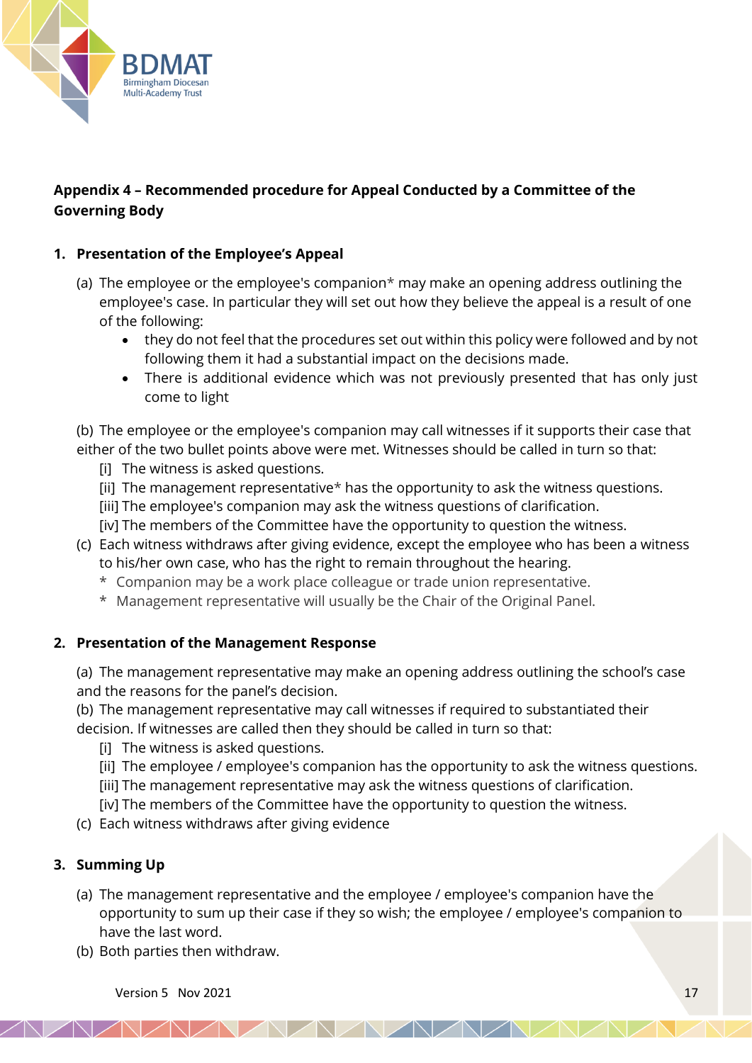**Appendix 4 – Recommended procedure for Appeal Conducted by a Committee of the Governing Body**

**1. Presentation of the Employee's Appeal**

(a) The employee or the employee's companion* may make an opening address outlining the employee's case. In particular they will set out how they believe the appeal is a result of one of the following:

- they do not feel that the procedures set out within this policy were followed and by not following them it had a substantial impact on the decisions made.
- There is additional evidence which was not previously presented that has only just come to light

(b) The employee or the employee's companion may call witnesses if it supports their case that either of the two bullet points above were met. Witnesses should be called in turn so that:

[i] The witness is asked questions.
[ii] The management representative* has the opportunity to ask the witness questions.
[iii] The employee's companion may ask the witness questions of clarification.
[iv] The members of the Committee have the opportunity to question the witness.

(c) Each witness withdraws after giving evidence, except the employee who has been a witness to his/her own case, who has the right to remain throughout the hearing.

\* Companion may be a work place colleague or trade union representative.
\* Management representative will usually be the Chair of the Original Panel.

**2. Presentation of the Management Response**

(a) The management representative may make an opening address outlining the school's case and the reasons for the panel's decision.
(b) The management representative may call witnesses if required to substantiated their decision. If witnesses are called then they should be called in turn so that:

[i] The witness is asked questions.
[ii] The employee / employee's companion has the opportunity to ask the witness questions.
[iii] The management representative may ask the witness questions of clarification.
[iv] The members of the Committee have the opportunity to question the witness.

(c) Each witness withdraws after giving evidence

**3. Summing Up**

(a) The management representative and the employee / employee's companion have the opportunity to sum up their case if they so wish; the employee / employee's companion to have the last word.
(b) Both parties then withdraw.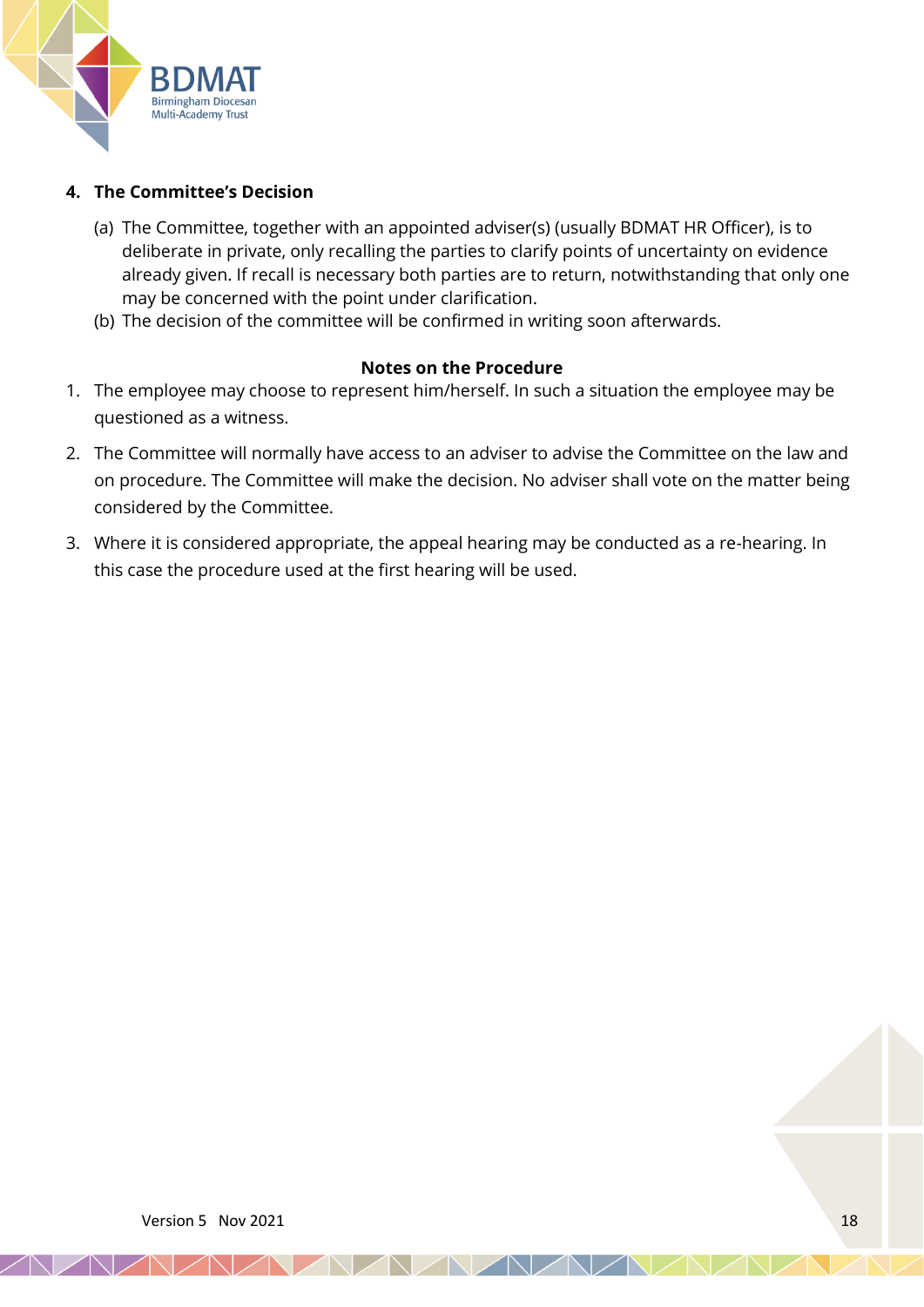## 4. The Committee's Decision

(a) The Committee, together with an appointed adviser(s) (usually BDMAT HR Officer), is to deliberate in private, only recalling the parties to clarify points of uncertainty on evidence already given. If recall is necessary both parties are to return, notwithstanding that only one may be concerned with the point under clarification.

(b) The decision of the committee will be confirmed in writing soon afterwards.

**Notes on the Procedure**

1. The employee may choose to represent him/herself. In such a situation the employee may be questioned as a witness.
2. The Committee will normally have access to an adviser to advise the Committee on the law and on procedure. The Committee will make the decision. No adviser shall vote on the matter being considered by the Committee.
3. Where it is considered appropriate, the appeal hearing may be conducted as a re-hearing. In this case the procedure used at the first hearing will be used.